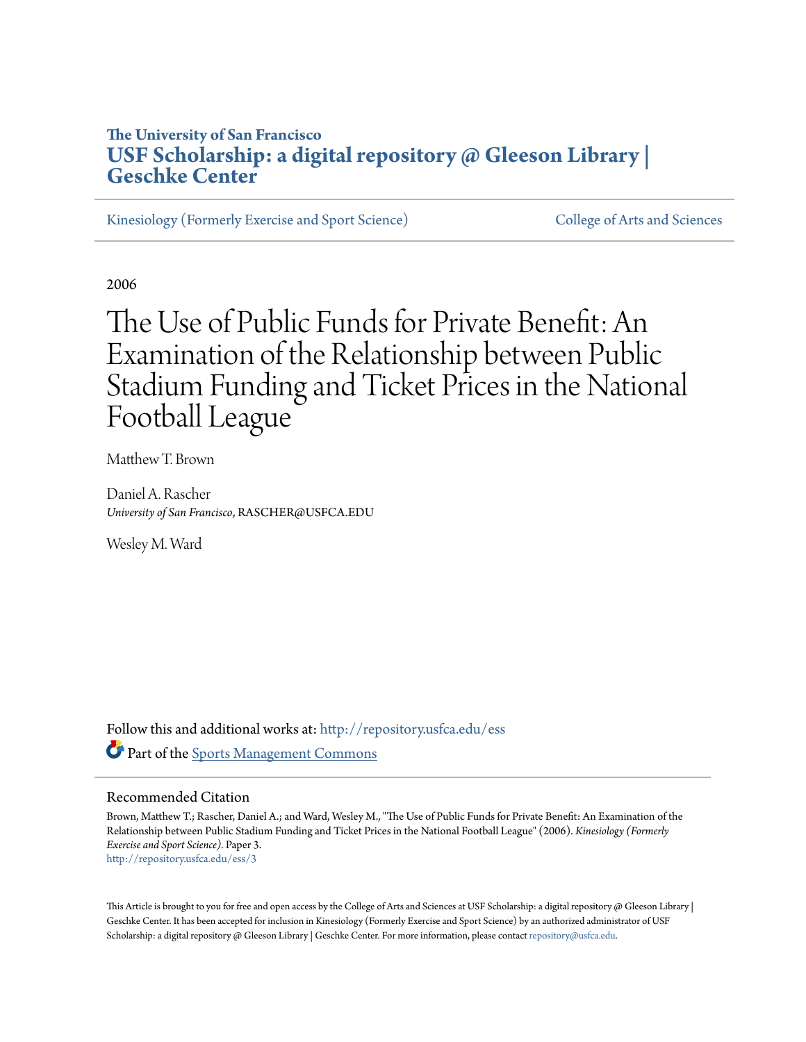The University of San Francisco

# USF Scholarship: a digital repository @ Gleeson Library | Geschke Center

Kinesiology (Formerly Exercise and Sport Science) | College of Arts and Sciences

2006

# The Use of Public Funds for Private Benefit: An Examination of the Relationship between Public Stadium Funding and Ticket Prices in the National Football League

Matthew T. Brown

Daniel A. Rascher
*University of San Francisco*, RASCHER@USFCA.EDU

Wesley M. Ward

Follow this and additional works at: http://repository.usfca.edu/ess

Part of the Sports Management Commons

## Recommended Citation

Brown, Matthew T.; Rascher, Daniel A.; and Ward, Wesley M., "The Use of Public Funds for Private Benefit: An Examination of the Relationship between Public Stadium Funding and Ticket Prices in the National Football League" (2006). *Kinesiology (Formerly Exercise and Sport Science)*. Paper 3.
http://repository.usfca.edu/ess/3

This Article is brought to you for free and open access by the College of Arts and Sciences at USF Scholarship: a digital repository @ Gleeson Library | Geschke Center. It has been accepted for inclusion in Kinesiology (Formerly Exercise and Sport Science) by an authorized administrator of USF Scholarship: a digital repository @ Gleeson Library | Geschke Center. For more information, please contact repository@usfca.edu.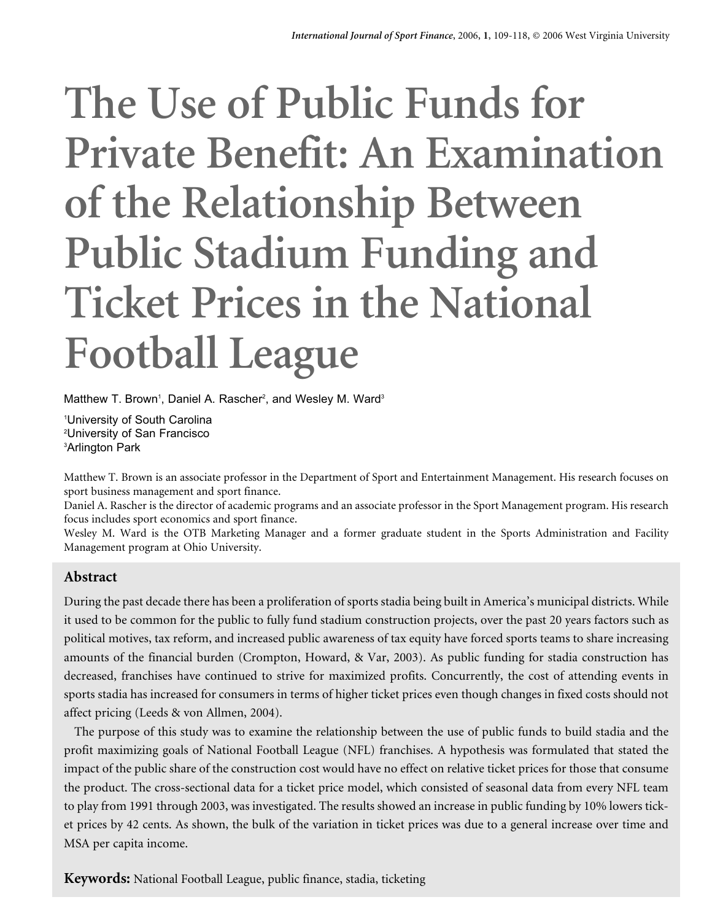# The Use of Public Funds for Private Benefit: An Examination of the Relationship Between Public Stadium Funding and Ticket Prices in the National Football League

Matthew T. Brown[1], Daniel A. Rascher[2], and Wesley M. Ward[3]

[1]University of South Carolina
[2]University of San Francisco
[3]Arlington Park

Matthew T. Brown is an associate professor in the Department of Sport and Entertainment Management. His research focuses on sport business management and sport finance.
Daniel A. Rascher is the director of academic programs and an associate professor in the Sport Management program. His research focus includes sport economics and sport finance.
Wesley M. Ward is the OTB Marketing Manager and a former graduate student in the Sports Administration and Facility Management program at Ohio University.

## Abstract

During the past decade there has been a proliferation of sports stadia being built in America's municipal districts. While it used to be common for the public to fully fund stadium construction projects, over the past 20 years factors such as political motives, tax reform, and increased public awareness of tax equity have forced sports teams to share increasing amounts of the financial burden (Crompton, Howard, & Var, 2003). As public funding for stadia construction has decreased, franchises have continued to strive for maximized profits. Concurrently, the cost of attending events in sports stadia has increased for consumers in terms of higher ticket prices even though changes in fixed costs should not affect pricing (Leeds & von Allmen, 2004).

The purpose of this study was to examine the relationship between the use of public funds to build stadia and the profit maximizing goals of National Football League (NFL) franchises. A hypothesis was formulated that stated the impact of the public share of the construction cost would have no effect on relative ticket prices for those that consume the product. The cross-sectional data for a ticket price model, which consisted of seasonal data from every NFL team to play from 1991 through 2003, was investigated. The results showed an increase in public funding by 10% lowers ticket prices by 42 cents. As shown, the bulk of the variation in ticket prices was due to a general increase over time and MSA per capita income.

**Keywords:** National Football League, public finance, stadia, ticketing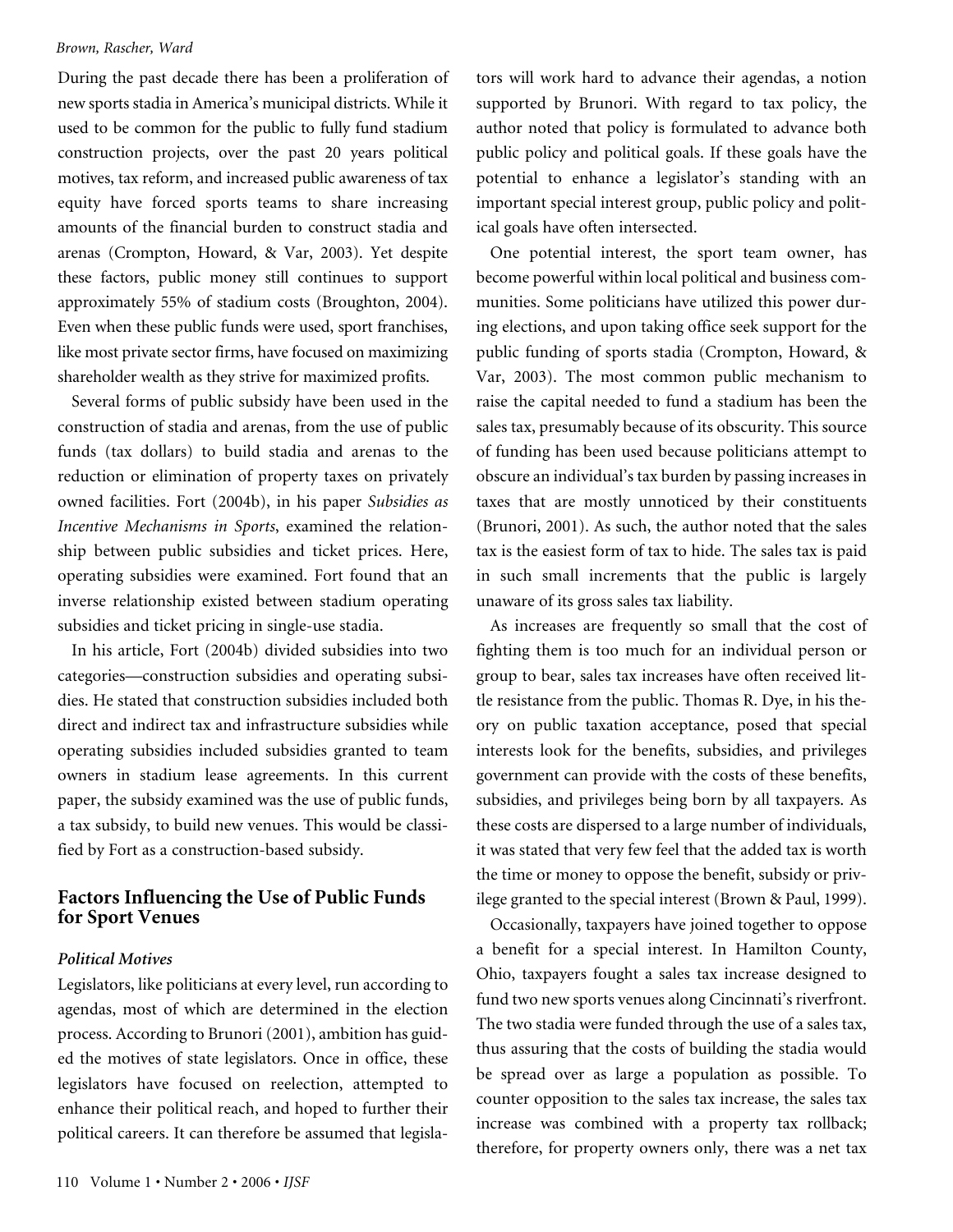During the past decade there has been a proliferation of new sports stadia in America's municipal districts. While it used to be common for the public to fully fund stadium construction projects, over the past 20 years political motives, tax reform, and increased public awareness of tax equity have forced sports teams to share increasing amounts of the financial burden to construct stadia and arenas (Crompton, Howard, & Var, 2003). Yet despite these factors, public money still continues to support approximately 55% of stadium costs (Broughton, 2004). Even when these public funds were used, sport franchises, like most private sector firms, have focused on maximizing shareholder wealth as they strive for maximized profits.

Several forms of public subsidy have been used in the construction of stadia and arenas, from the use of public funds (tax dollars) to build stadia and arenas to the reduction or elimination of property taxes on privately owned facilities. Fort (2004b), in his paper *Subsidies as Incentive Mechanisms in Sports*, examined the relationship between public subsidies and ticket prices. Here, operating subsidies were examined. Fort found that an inverse relationship existed between stadium operating subsidies and ticket pricing in single-use stadia.

In his article, Fort (2004b) divided subsidies into two categories—construction subsidies and operating subsidies. He stated that construction subsidies included both direct and indirect tax and infrastructure subsidies while operating subsidies included subsidies granted to team owners in stadium lease agreements. In this current paper, the subsidy examined was the use of public funds, a tax subsidy, to build new venues. This would be classified by Fort as a construction-based subsidy.

## Factors Influencing the Use of Public Funds for Sport Venues

### *Political Motives*

Legislators, like politicians at every level, run according to agendas, most of which are determined in the election process. According to Brunori (2001), ambition has guided the motives of state legislators. Once in office, these legislators have focused on reelection, attempted to enhance their political reach, and hoped to further their political careers. It can therefore be assumed that legislators will work hard to advance their agendas, a notion supported by Brunori. With regard to tax policy, the author noted that policy is formulated to advance both public policy and political goals. If these goals have the potential to enhance a legislator's standing with an important special interest group, public policy and political goals have often intersected.

One potential interest, the sport team owner, has become powerful within local political and business communities. Some politicians have utilized this power during elections, and upon taking office seek support for the public funding of sports stadia (Crompton, Howard, & Var, 2003). The most common public mechanism to raise the capital needed to fund a stadium has been the sales tax, presumably because of its obscurity. This source of funding has been used because politicians attempt to obscure an individual's tax burden by passing increases in taxes that are mostly unnoticed by their constituents (Brunori, 2001). As such, the author noted that the sales tax is the easiest form of tax to hide. The sales tax is paid in such small increments that the public is largely unaware of its gross sales tax liability.

As increases are frequently so small that the cost of fighting them is too much for an individual person or group to bear, sales tax increases have often received little resistance from the public. Thomas R. Dye, in his theory on public taxation acceptance, posed that special interests look for the benefits, subsidies, and privileges government can provide with the costs of these benefits, subsidies, and privileges being born by all taxpayers. As these costs are dispersed to a large number of individuals, it was stated that very few feel that the added tax is worth the time or money to oppose the benefit, subsidy or privilege granted to the special interest (Brown & Paul, 1999).

Occasionally, taxpayers have joined together to oppose a benefit for a special interest. In Hamilton County, Ohio, taxpayers fought a sales tax increase designed to fund two new sports venues along Cincinnati's riverfront. The two stadia were funded through the use of a sales tax, thus assuring that the costs of building the stadia would be spread over as large a population as possible. To counter opposition to the sales tax increase, the sales tax increase was combined with a property tax rollback; therefore, for property owners only, there was a net tax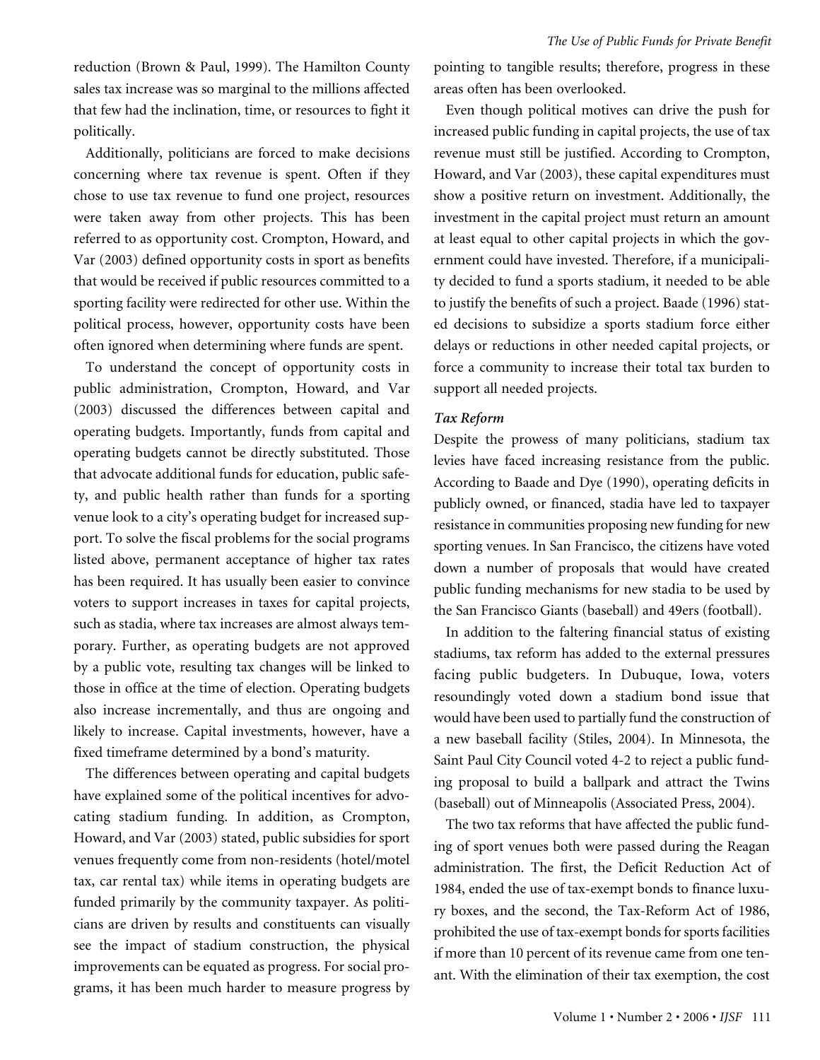reduction (Brown & Paul, 1999). The Hamilton County sales tax increase was so marginal to the millions affected that few had the inclination, time, or resources to fight it politically.

Additionally, politicians are forced to make decisions concerning where tax revenue is spent. Often if they chose to use tax revenue to fund one project, resources were taken away from other projects. This has been referred to as opportunity cost. Crompton, Howard, and Var (2003) defined opportunity costs in sport as benefits that would be received if public resources committed to a sporting facility were redirected for other use. Within the political process, however, opportunity costs have been often ignored when determining where funds are spent.

To understand the concept of opportunity costs in public administration, Crompton, Howard, and Var (2003) discussed the differences between capital and operating budgets. Importantly, funds from capital and operating budgets cannot be directly substituted. Those that advocate additional funds for education, public safety, and public health rather than funds for a sporting venue look to a city's operating budget for increased support. To solve the fiscal problems for the social programs listed above, permanent acceptance of higher tax rates has been required. It has usually been easier to convince voters to support increases in taxes for capital projects, such as stadia, where tax increases are almost always temporary. Further, as operating budgets are not approved by a public vote, resulting tax changes will be linked to those in office at the time of election. Operating budgets also increase incrementally, and thus are ongoing and likely to increase. Capital investments, however, have a fixed timeframe determined by a bond's maturity.

The differences between operating and capital budgets have explained some of the political incentives for advocating stadium funding. In addition, as Crompton, Howard, and Var (2003) stated, public subsidies for sport venues frequently come from non-residents (hotel/motel tax, car rental tax) while items in operating budgets are funded primarily by the community taxpayer. As politicians are driven by results and constituents can visually see the impact of stadium construction, the physical improvements can be equated as progress. For social programs, it has been much harder to measure progress by pointing to tangible results; therefore, progress in these areas often has been overlooked.

Even though political motives can drive the push for increased public funding in capital projects, the use of tax revenue must still be justified. According to Crompton, Howard, and Var (2003), these capital expenditures must show a positive return on investment. Additionally, the investment in the capital project must return an amount at least equal to other capital projects in which the government could have invested. Therefore, if a municipality decided to fund a sports stadium, it needed to be able to justify the benefits of such a project. Baade (1996) stated decisions to subsidize a sports stadium force either delays or reductions in other needed capital projects, or force a community to increase their total tax burden to support all needed projects.

### *Tax Reform*

Despite the prowess of many politicians, stadium tax levies have faced increasing resistance from the public. According to Baade and Dye (1990), operating deficits in publicly owned, or financed, stadia have led to taxpayer resistance in communities proposing new funding for new sporting venues. In San Francisco, the citizens have voted down a number of proposals that would have created public funding mechanisms for new stadia to be used by the San Francisco Giants (baseball) and 49ers (football).

In addition to the faltering financial status of existing stadiums, tax reform has added to the external pressures facing public budgeters. In Dubuque, Iowa, voters resoundingly voted down a stadium bond issue that would have been used to partially fund the construction of a new baseball facility (Stiles, 2004). In Minnesota, the Saint Paul City Council voted 4-2 to reject a public funding proposal to build a ballpark and attract the Twins (baseball) out of Minneapolis (Associated Press, 2004).

The two tax reforms that have affected the public funding of sport venues both were passed during the Reagan administration. The first, the Deficit Reduction Act of 1984, ended the use of tax-exempt bonds to finance luxury boxes, and the second, the Tax-Reform Act of 1986, prohibited the use of tax-exempt bonds for sports facilities if more than 10 percent of its revenue came from one tenant. With the elimination of their tax exemption, the cost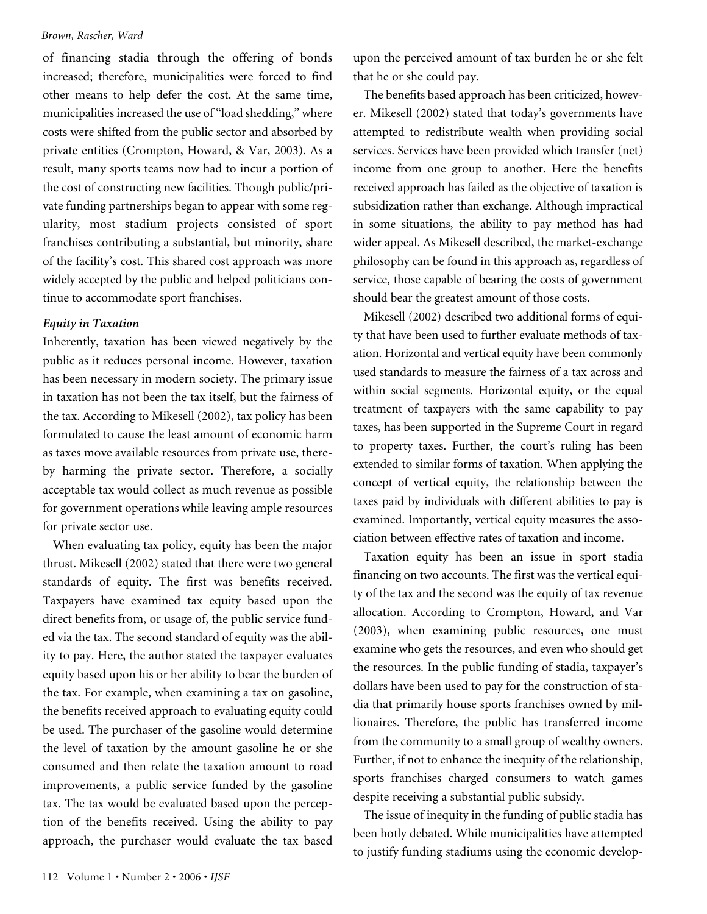of financing stadia through the offering of bonds increased; therefore, municipalities were forced to find other means to help defer the cost. At the same time, municipalities increased the use of "load shedding," where costs were shifted from the public sector and absorbed by private entities (Crompton, Howard, & Var, 2003). As a result, many sports teams now had to incur a portion of the cost of constructing new facilities. Though public/private funding partnerships began to appear with some regularity, most stadium projects consisted of sport franchises contributing a substantial, but minority, share of the facility's cost. This shared cost approach was more widely accepted by the public and helped politicians continue to accommodate sport franchises.

### *Equity in Taxation*

Inherently, taxation has been viewed negatively by the public as it reduces personal income. However, taxation has been necessary in modern society. The primary issue in taxation has not been the tax itself, but the fairness of the tax. According to Mikesell (2002), tax policy has been formulated to cause the least amount of economic harm as taxes move available resources from private use, thereby harming the private sector. Therefore, a socially acceptable tax would collect as much revenue as possible for government operations while leaving ample resources for private sector use.

When evaluating tax policy, equity has been the major thrust. Mikesell (2002) stated that there were two general standards of equity. The first was benefits received. Taxpayers have examined tax equity based upon the direct benefits from, or usage of, the public service funded via the tax. The second standard of equity was the ability to pay. Here, the author stated the taxpayer evaluates equity based upon his or her ability to bear the burden of the tax. For example, when examining a tax on gasoline, the benefits received approach to evaluating equity could be used. The purchaser of the gasoline would determine the level of taxation by the amount gasoline he or she consumed and then relate the taxation amount to road improvements, a public service funded by the gasoline tax. The tax would be evaluated based upon the perception of the benefits received. Using the ability to pay approach, the purchaser would evaluate the tax based upon the perceived amount of tax burden he or she felt that he or she could pay.

The benefits based approach has been criticized, however. Mikesell (2002) stated that today's governments have attempted to redistribute wealth when providing social services. Services have been provided which transfer (net) income from one group to another. Here the benefits received approach has failed as the objective of taxation is subsidization rather than exchange. Although impractical in some situations, the ability to pay method has had wider appeal. As Mikesell described, the market-exchange philosophy can be found in this approach as, regardless of service, those capable of bearing the costs of government should bear the greatest amount of those costs.

Mikesell (2002) described two additional forms of equity that have been used to further evaluate methods of taxation. Horizontal and vertical equity have been commonly used standards to measure the fairness of a tax across and within social segments. Horizontal equity, or the equal treatment of taxpayers with the same capability to pay taxes, has been supported in the Supreme Court in regard to property taxes. Further, the court's ruling has been extended to similar forms of taxation. When applying the concept of vertical equity, the relationship between the taxes paid by individuals with different abilities to pay is examined. Importantly, vertical equity measures the association between effective rates of taxation and income.

Taxation equity has been an issue in sport stadia financing on two accounts. The first was the vertical equity of the tax and the second was the equity of tax revenue allocation. According to Crompton, Howard, and Var (2003), when examining public resources, one must examine who gets the resources, and even who should get the resources. In the public funding of stadia, taxpayer's dollars have been used to pay for the construction of stadia that primarily house sports franchises owned by millionaires. Therefore, the public has transferred income from the community to a small group of wealthy owners. Further, if not to enhance the inequity of the relationship, sports franchises charged consumers to watch games despite receiving a substantial public subsidy.

The issue of inequity in the funding of public stadia has been hotly debated. While municipalities have attempted to justify funding stadiums using the economic develop-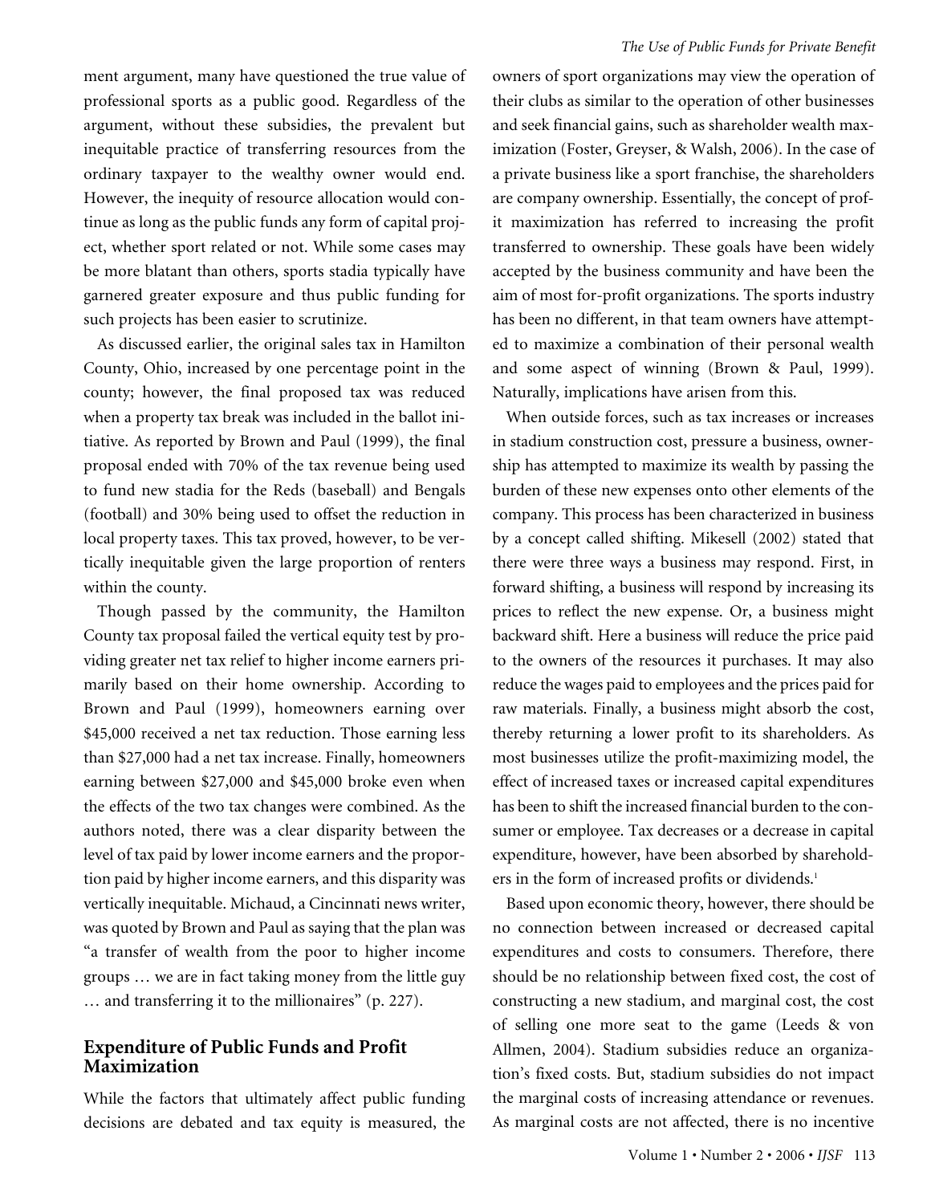ment argument, many have questioned the true value of professional sports as a public good. Regardless of the argument, without these subsidies, the prevalent but inequitable practice of transferring resources from the ordinary taxpayer to the wealthy owner would end. However, the inequity of resource allocation would continue as long as the public funds any form of capital project, whether sport related or not. While some cases may be more blatant than others, sports stadia typically have garnered greater exposure and thus public funding for such projects has been easier to scrutinize.

As discussed earlier, the original sales tax in Hamilton County, Ohio, increased by one percentage point in the county; however, the final proposed tax was reduced when a property tax break was included in the ballot initiative. As reported by Brown and Paul (1999), the final proposal ended with 70% of the tax revenue being used to fund new stadia for the Reds (baseball) and Bengals (football) and 30% being used to offset the reduction in local property taxes. This tax proved, however, to be vertically inequitable given the large proportion of renters within the county.

Though passed by the community, the Hamilton County tax proposal failed the vertical equity test by providing greater net tax relief to higher income earners primarily based on their home ownership. According to Brown and Paul (1999), homeowners earning over \$45,000 received a net tax reduction. Those earning less than \$27,000 had a net tax increase. Finally, homeowners earning between \$27,000 and \$45,000 broke even when the effects of the two tax changes were combined. As the authors noted, there was a clear disparity between the level of tax paid by lower income earners and the proportion paid by higher income earners, and this disparity was vertically inequitable. Michaud, a Cincinnati news writer, was quoted by Brown and Paul as saying that the plan was "a transfer of wealth from the poor to higher income groups … we are in fact taking money from the little guy … and transferring it to the millionaires" (p. 227).

## Expenditure of Public Funds and Profit Maximization

While the factors that ultimately affect public funding decisions are debated and tax equity is measured, the owners of sport organizations may view the operation of their clubs as similar to the operation of other businesses and seek financial gains, such as shareholder wealth maximization (Foster, Greyser, & Walsh, 2006). In the case of a private business like a sport franchise, the shareholders are company ownership. Essentially, the concept of profit maximization has referred to increasing the profit transferred to ownership. These goals have been widely accepted by the business community and have been the aim of most for-profit organizations. The sports industry has been no different, in that team owners have attempted to maximize a combination of their personal wealth and some aspect of winning (Brown & Paul, 1999). Naturally, implications have arisen from this.

When outside forces, such as tax increases or increases in stadium construction cost, pressure a business, ownership has attempted to maximize its wealth by passing the burden of these new expenses onto other elements of the company. This process has been characterized in business by a concept called shifting. Mikesell (2002) stated that there were three ways a business may respond. First, in forward shifting, a business will respond by increasing its prices to reflect the new expense. Or, a business might backward shift. Here a business will reduce the price paid to the owners of the resources it purchases. It may also reduce the wages paid to employees and the prices paid for raw materials. Finally, a business might absorb the cost, thereby returning a lower profit to its shareholders. As most businesses utilize the profit-maximizing model, the effect of increased taxes or increased capital expenditures has been to shift the increased financial burden to the consumer or employee. Tax decreases or a decrease in capital expenditure, however, have been absorbed by shareholders in the form of increased profits or dividends.[1]

Based upon economic theory, however, there should be no connection between increased or decreased capital expenditures and costs to consumers. Therefore, there should be no relationship between fixed cost, the cost of constructing a new stadium, and marginal cost, the cost of selling one more seat to the game (Leeds & von Allmen, 2004). Stadium subsidies reduce an organization's fixed costs. But, stadium subsidies do not impact the marginal costs of increasing attendance or revenues. As marginal costs are not affected, there is no incentive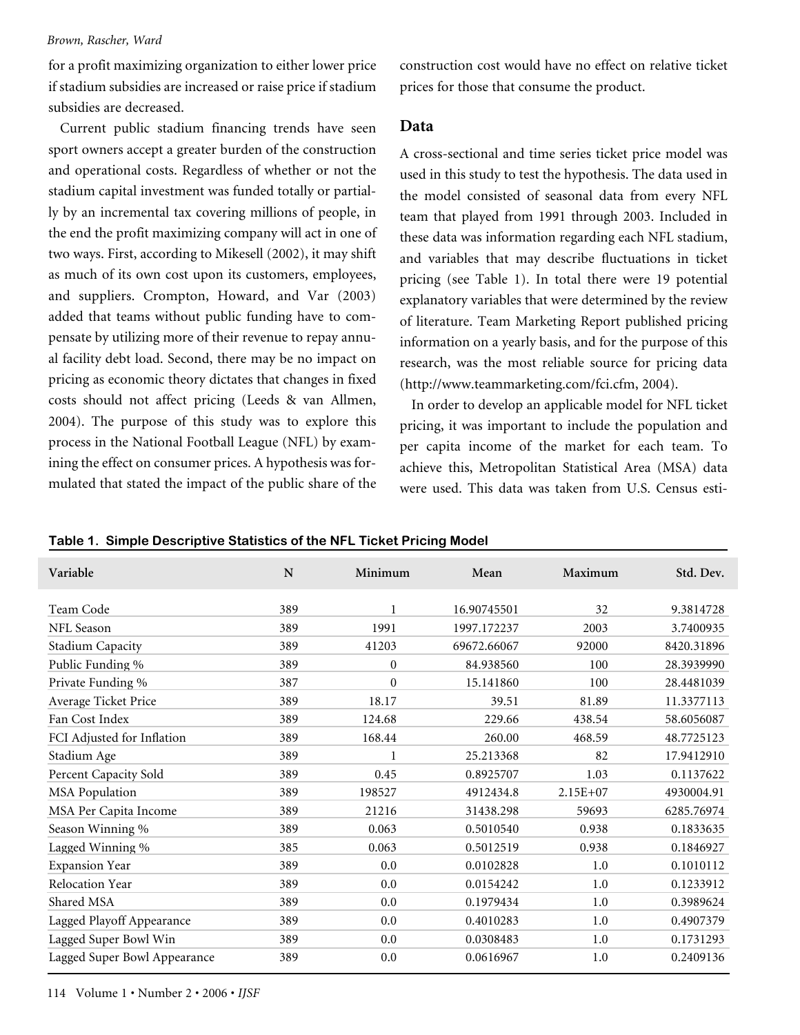for a profit maximizing organization to either lower price if stadium subsidies are increased or raise price if stadium subsidies are decreased.

Current public stadium financing trends have seen sport owners accept a greater burden of the construction and operational costs. Regardless of whether or not the stadium capital investment was funded totally or partially by an incremental tax covering millions of people, in the end the profit maximizing company will act in one of two ways. First, according to Mikesell (2002), it may shift as much of its own cost upon its customers, employees, and suppliers. Crompton, Howard, and Var (2003) added that teams without public funding have to compensate by utilizing more of their revenue to repay annual facility debt load. Second, there may be no impact on pricing as economic theory dictates that changes in fixed costs should not affect pricing (Leeds & van Allmen, 2004). The purpose of this study was to explore this process in the National Football League (NFL) by examining the effect on consumer prices. A hypothesis was formulated that stated the impact of the public share of the construction cost would have no effect on relative ticket prices for those that consume the product.

## Data

A cross-sectional and time series ticket price model was used in this study to test the hypothesis. The data used in the model consisted of seasonal data from every NFL team that played from 1991 through 2003. Included in these data was information regarding each NFL stadium, and variables that may describe fluctuations in ticket pricing (see Table 1). In total there were 19 potential explanatory variables that were determined by the review of literature. Team Marketing Report published pricing information on a yearly basis, and for the purpose of this research, was the most reliable source for pricing data (http://www.teammarketing.com/fci.cfm, 2004).

In order to develop an applicable model for NFL ticket pricing, it was important to include the population and per capita income of the market for each team. To achieve this, Metropolitan Statistical Area (MSA) data were used. This data was taken from U.S. Census esti-

**Table 1. Simple Descriptive Statistics of the NFL Ticket Pricing Model**

| Variable | N | Minimum | Mean | Maximum | Std. Dev. |
|---|---|---|---|---|---|
| Team Code | 389 | 1 | 16.90745501 | 32 | 9.3814728 |
| NFL Season | 389 | 1991 | 1997.172237 | 2003 | 3.7400935 |
| Stadium Capacity | 389 | 41203 | 69672.66067 | 92000 | 8420.31896 |
| Public Funding % | 389 | 0 | 84.938560 | 100 | 28.3939990 |
| Private Funding % | 387 | 0 | 15.141860 | 100 | 28.4481039 |
| Average Ticket Price | 389 | 18.17 | 39.51 | 81.89 | 11.3377113 |
| Fan Cost Index | 389 | 124.68 | 229.66 | 438.54 | 58.6056087 |
| FCI Adjusted for Inflation | 389 | 168.44 | 260.00 | 468.59 | 48.7725123 |
| Stadium Age | 389 | 1 | 25.213368 | 82 | 17.9412910 |
| Percent Capacity Sold | 389 | 0.45 | 0.8925707 | 1.03 | 0.1137622 |
| MSA Population | 389 | 198527 | 4912434.8 | 2.15E+07 | 4930004.91 |
| MSA Per Capita Income | 389 | 21216 | 31438.298 | 59693 | 6285.76974 |
| Season Winning % | 389 | 0.063 | 0.5010540 | 0.938 | 0.1833635 |
| Lagged Winning % | 385 | 0.063 | 0.5012519 | 0.938 | 0.1846927 |
| Expansion Year | 389 | 0.0 | 0.0102828 | 1.0 | 0.1010112 |
| Relocation Year | 389 | 0.0 | 0.0154242 | 1.0 | 0.1233912 |
| Shared MSA | 389 | 0.0 | 0.1979434 | 1.0 | 0.3989624 |
| Lagged Playoff Appearance | 389 | 0.0 | 0.4010283 | 1.0 | 0.4907379 |
| Lagged Super Bowl Win | 389 | 0.0 | 0.0308483 | 1.0 | 0.1731293 |
| Lagged Super Bowl Appearance | 389 | 0.0 | 0.0616967 | 1.0 | 0.2409136 |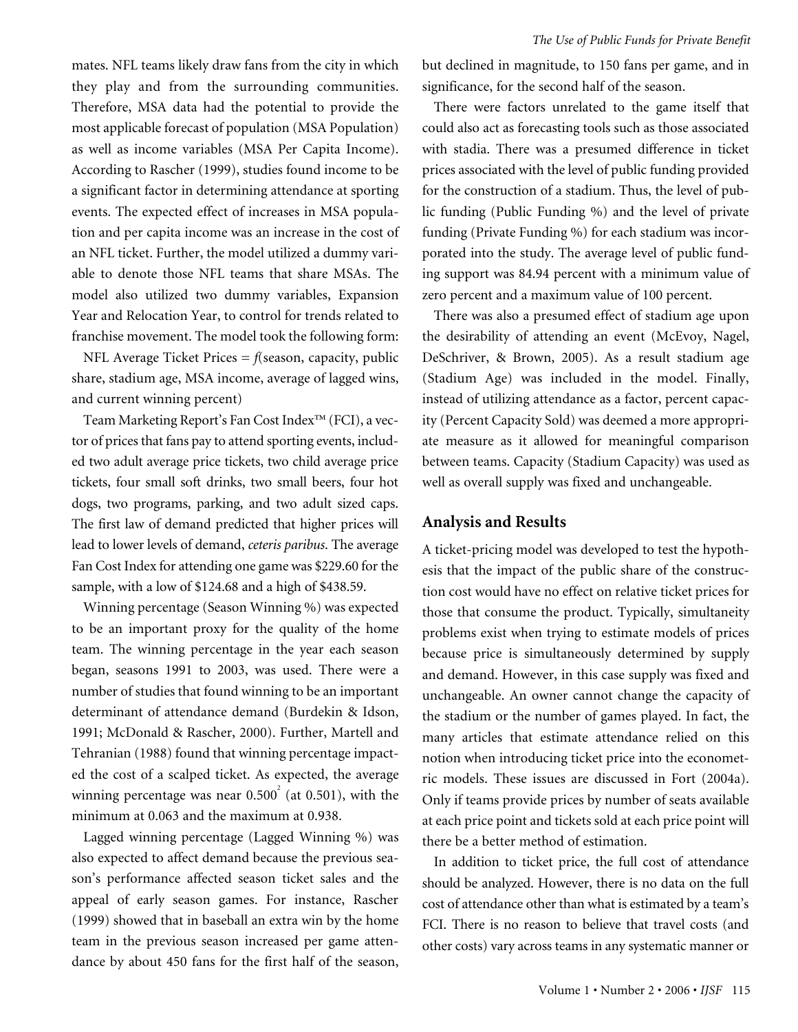mates. NFL teams likely draw fans from the city in which they play and from the surrounding communities. Therefore, MSA data had the potential to provide the most applicable forecast of population (MSA Population) as well as income variables (MSA Per Capita Income). According to Rascher (1999), studies found income to be a significant factor in determining attendance at sporting events. The expected effect of increases in MSA population and per capita income was an increase in the cost of an NFL ticket. Further, the model utilized a dummy variable to denote those NFL teams that share MSAs. The model also utilized two dummy variables, Expansion Year and Relocation Year, to control for trends related to franchise movement. The model took the following form:

NFL Average Ticket Prices = *f*(season, capacity, public share, stadium age, MSA income, average of lagged wins, and current winning percent)

Team Marketing Report's Fan Cost Index™ (FCI), a vector of prices that fans pay to attend sporting events, included two adult average price tickets, two child average price tickets, four small soft drinks, two small beers, four hot dogs, two programs, parking, and two adult sized caps. The first law of demand predicted that higher prices will lead to lower levels of demand, *ceteris paribus*. The average Fan Cost Index for attending one game was $229.60 for the sample, with a low of $124.68 and a high of $438.59.

Winning percentage (Season Winning %) was expected to be an important proxy for the quality of the home team. The winning percentage in the year each season began, seasons 1991 to 2003, was used. There were a number of studies that found winning to be an important determinant of attendance demand (Burdekin & Idson, 1991; McDonald & Rascher, 2000). Further, Martell and Tehranian (1988) found that winning percentage impacted the cost of a scalped ticket. As expected, the average winning percentage was near 0.500[2] (at 0.501), with the minimum at 0.063 and the maximum at 0.938.

Lagged winning percentage (Lagged Winning %) was also expected to affect demand because the previous season's performance affected season ticket sales and the appeal of early season games. For instance, Rascher (1999) showed that in baseball an extra win by the home team in the previous season increased per game attendance by about 450 fans for the first half of the season, but declined in magnitude, to 150 fans per game, and in significance, for the second half of the season.

There were factors unrelated to the game itself that could also act as forecasting tools such as those associated with stadia. There was a presumed difference in ticket prices associated with the level of public funding provided for the construction of a stadium. Thus, the level of public funding (Public Funding %) and the level of private funding (Private Funding %) for each stadium was incorporated into the study. The average level of public funding support was 84.94 percent with a minimum value of zero percent and a maximum value of 100 percent.

There was also a presumed effect of stadium age upon the desirability of attending an event (McEvoy, Nagel, DeSchriver, & Brown, 2005). As a result stadium age (Stadium Age) was included in the model. Finally, instead of utilizing attendance as a factor, percent capacity (Percent Capacity Sold) was deemed a more appropriate measure as it allowed for meaningful comparison between teams. Capacity (Stadium Capacity) was used as well as overall supply was fixed and unchangeable.

## Analysis and Results

A ticket-pricing model was developed to test the hypothesis that the impact of the public share of the construction cost would have no effect on relative ticket prices for those that consume the product. Typically, simultaneity problems exist when trying to estimate models of prices because price is simultaneously determined by supply and demand. However, in this case supply was fixed and unchangeable. An owner cannot change the capacity of the stadium or the number of games played. In fact, the many articles that estimate attendance relied on this notion when introducing ticket price into the econometric models. These issues are discussed in Fort (2004a). Only if teams provide prices by number of seats available at each price point and tickets sold at each price point will there be a better method of estimation.

In addition to ticket price, the full cost of attendance should be analyzed. However, there is no data on the full cost of attendance other than what is estimated by a team's FCI. There is no reason to believe that travel costs (and other costs) vary across teams in any systematic manner or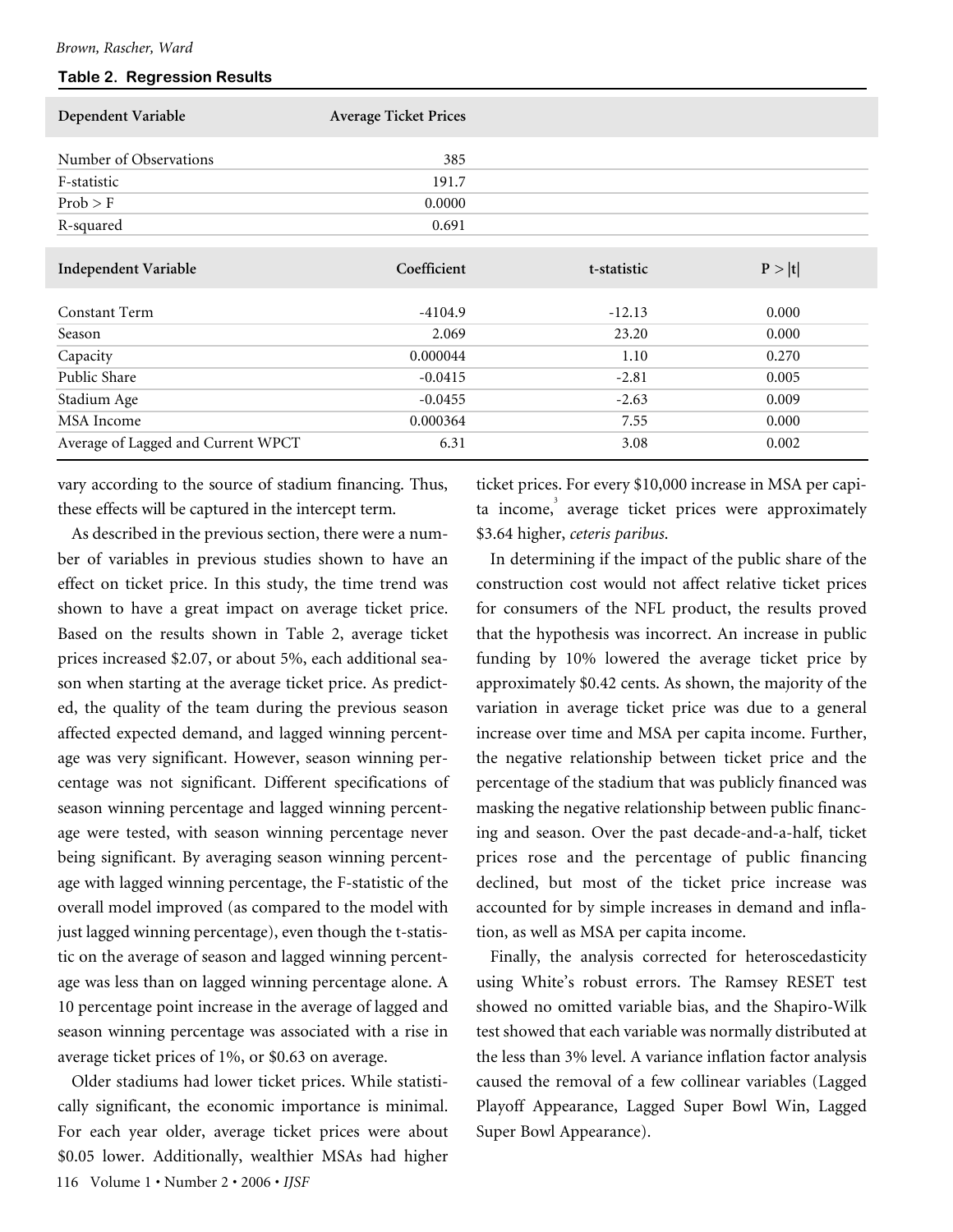**Table 2. Regression Results**

| Dependent Variable | Average Ticket Prices | | |
|---|---|---|---|
| Number of Observations | 385 | | |
| F-statistic | 191.7 | | |
| Prob > F | 0.0000 | | |
| R-squared | 0.691 | | |
| **Independent Variable** | **Coefficient** | **t-statistic** | **P > \|t\|** |
| Constant Term | -4104.9 | -12.13 | 0.000 |
| Season | 2.069 | 23.20 | 0.000 |
| Capacity | 0.000044 | 1.10 | 0.270 |
| Public Share | -0.0415 | -2.81 | 0.005 |
| Stadium Age | -0.0455 | -2.63 | 0.009 |
| MSA Income | 0.000364 | 7.55 | 0.000 |
| Average of Lagged and Current WPCT | 6.31 | 3.08 | 0.002 |

vary according to the source of stadium financing. Thus, these effects will be captured in the intercept term.

As described in the previous section, there were a number of variables in previous studies shown to have an effect on ticket price. In this study, the time trend was shown to have a great impact on average ticket price. Based on the results shown in Table 2, average ticket prices increased $2.07, or about 5%, each additional season when starting at the average ticket price. As predicted, the quality of the team during the previous season affected expected demand, and lagged winning percentage was very significant. However, season winning percentage was not significant. Different specifications of season winning percentage and lagged winning percentage were tested, with season winning percentage never being significant. By averaging season winning percentage with lagged winning percentage, the F-statistic of the overall model improved (as compared to the model with just lagged winning percentage), even though the t-statistic on the average of season and lagged winning percentage was less than on lagged winning percentage alone. A 10 percentage point increase in the average of lagged and season winning percentage was associated with a rise in average ticket prices of 1%, or $0.63 on average.

Older stadiums had lower ticket prices. While statistically significant, the economic importance is minimal. For each year older, average ticket prices were about $0.05 lower. Additionally, wealthier MSAs had higher ticket prices. For every $10,000 increase in MSA per capita income,[3] average ticket prices were approximately $3.64 higher, *ceteris paribus*.

In determining if the impact of the public share of the construction cost would not affect relative ticket prices for consumers of the NFL product, the results proved that the hypothesis was incorrect. An increase in public funding by 10% lowered the average ticket price by approximately $0.42 cents. As shown, the majority of the variation in average ticket price was due to a general increase over time and MSA per capita income. Further, the negative relationship between ticket price and the percentage of the stadium that was publicly financed was masking the negative relationship between public financing and season. Over the past decade-and-a-half, ticket prices rose and the percentage of public financing declined, but most of the ticket price increase was accounted for by simple increases in demand and inflation, as well as MSA per capita income.

Finally, the analysis corrected for heteroscedasticity using White's robust errors. The Ramsey RESET test showed no omitted variable bias, and the Shapiro-Wilk test showed that each variable was normally distributed at the less than 3% level. A variance inflation factor analysis caused the removal of a few collinear variables (Lagged Playoff Appearance, Lagged Super Bowl Win, Lagged Super Bowl Appearance).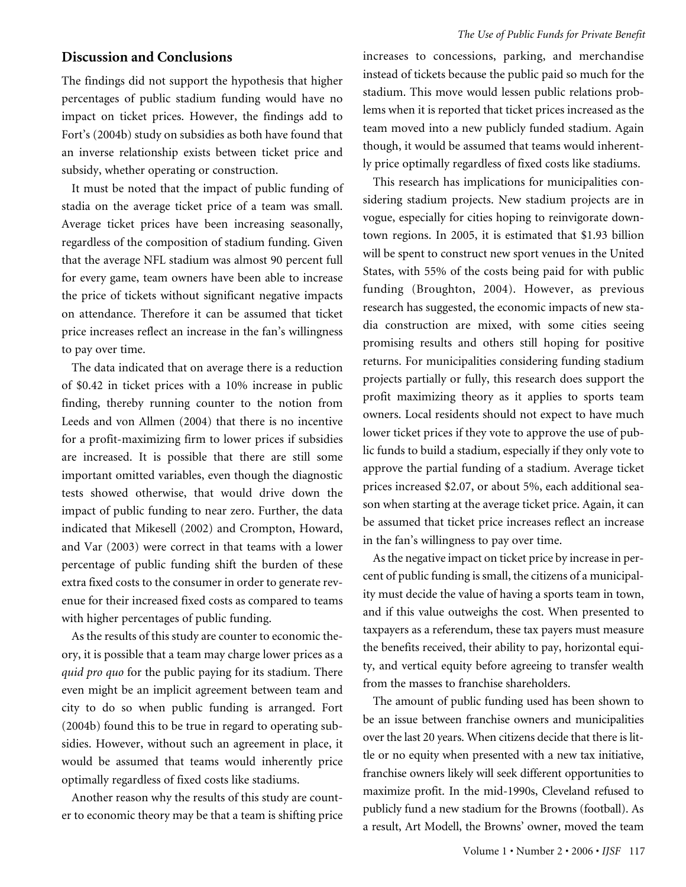## Discussion and Conclusions

The findings did not support the hypothesis that higher percentages of public stadium funding would have no impact on ticket prices. However, the findings add to Fort's (2004b) study on subsidies as both have found that an inverse relationship exists between ticket price and subsidy, whether operating or construction.

It must be noted that the impact of public funding of stadia on the average ticket price of a team was small. Average ticket prices have been increasing seasonally, regardless of the composition of stadium funding. Given that the average NFL stadium was almost 90 percent full for every game, team owners have been able to increase the price of tickets without significant negative impacts on attendance. Therefore it can be assumed that ticket price increases reflect an increase in the fan's willingness to pay over time.

The data indicated that on average there is a reduction of $0.42 in ticket prices with a 10% increase in public finding, thereby running counter to the notion from Leeds and von Allmen (2004) that there is no incentive for a profit-maximizing firm to lower prices if subsidies are increased. It is possible that there are still some important omitted variables, even though the diagnostic tests showed otherwise, that would drive down the impact of public funding to near zero. Further, the data indicated that Mikesell (2002) and Crompton, Howard, and Var (2003) were correct in that teams with a lower percentage of public funding shift the burden of these extra fixed costs to the consumer in order to generate revenue for their increased fixed costs as compared to teams with higher percentages of public funding.

As the results of this study are counter to economic theory, it is possible that a team may charge lower prices as a *quid pro quo* for the public paying for its stadium. There even might be an implicit agreement between team and city to do so when public funding is arranged. Fort (2004b) found this to be true in regard to operating subsidies. However, without such an agreement in place, it would be assumed that teams would inherently price optimally regardless of fixed costs like stadiums.

Another reason why the results of this study are counter to economic theory may be that a team is shifting price increases to concessions, parking, and merchandise instead of tickets because the public paid so much for the stadium. This move would lessen public relations problems when it is reported that ticket prices increased as the team moved into a new publicly funded stadium. Again though, it would be assumed that teams would inherently price optimally regardless of fixed costs like stadiums.

This research has implications for municipalities considering stadium projects. New stadium projects are in vogue, especially for cities hoping to reinvigorate downtown regions. In 2005, it is estimated that $1.93 billion will be spent to construct new sport venues in the United States, with 55% of the costs being paid for with public funding (Broughton, 2004). However, as previous research has suggested, the economic impacts of new stadia construction are mixed, with some cities seeing promising results and others still hoping for positive returns. For municipalities considering funding stadium projects partially or fully, this research does support the profit maximizing theory as it applies to sports team owners. Local residents should not expect to have much lower ticket prices if they vote to approve the use of public funds to build a stadium, especially if they only vote to approve the partial funding of a stadium. Average ticket prices increased $2.07, or about 5%, each additional season when starting at the average ticket price. Again, it can be assumed that ticket price increases reflect an increase in the fan's willingness to pay over time.

As the negative impact on ticket price by increase in percent of public funding is small, the citizens of a municipality must decide the value of having a sports team in town, and if this value outweighs the cost. When presented to taxpayers as a referendum, these tax payers must measure the benefits received, their ability to pay, horizontal equity, and vertical equity before agreeing to transfer wealth from the masses to franchise shareholders.

The amount of public funding used has been shown to be an issue between franchise owners and municipalities over the last 20 years. When citizens decide that there is little or no equity when presented with a new tax initiative, franchise owners likely will seek different opportunities to maximize profit. In the mid-1990s, Cleveland refused to publicly fund a new stadium for the Browns (football). As a result, Art Modell, the Browns' owner, moved the team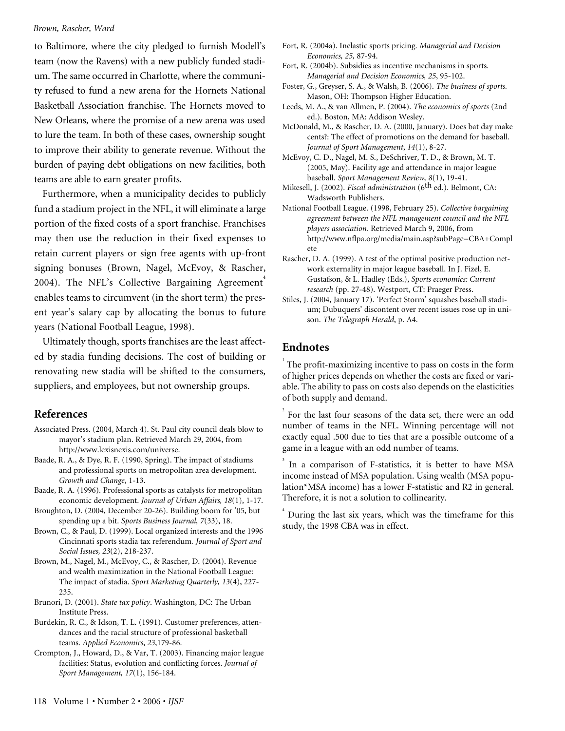to Baltimore, where the city pledged to furnish Modell's team (now the Ravens) with a new publicly funded stadium. The same occurred in Charlotte, where the community refused to fund a new arena for the Hornets National Basketball Association franchise. The Hornets moved to New Orleans, where the promise of a new arena was used to lure the team. In both of these cases, ownership sought to improve their ability to generate revenue. Without the burden of paying debt obligations on new facilities, both teams are able to earn greater profits.

Furthermore, when a municipality decides to publicly fund a stadium project in the NFL, it will eliminate a large portion of the fixed costs of a sport franchise. Franchises may then use the reduction in their fixed expenses to retain current players or sign free agents with up-front signing bonuses (Brown, Nagel, McEvoy, & Rascher, 2004). The NFL's Collective Bargaining Agreement[4] enables teams to circumvent (in the short term) the present year's salary cap by allocating the bonus to future years (National Football League, 1998).

Ultimately though, sports franchises are the least affected by stadia funding decisions. The cost of building or renovating new stadia will be shifted to the consumers, suppliers, and employees, but not ownership groups.

## References

Associated Press. (2004, March 4). St. Paul city council deals blow to mayor's stadium plan. Retrieved March 29, 2004, from http://www.lexisnexis.com/universe.

Baade, R. A., & Dye, R. F. (1990, Spring). The impact of stadiums and professional sports on metropolitan area development. *Growth and Change*, 1-13.

Baade, R. A. (1996). Professional sports as catalysts for metropolitan economic development. *Journal of Urban Affairs, 18*(1), 1-17.

Broughton, D. (2004, December 20-26). Building boom for '05, but spending up a bit. *Sports Business Journal, 7*(33), 18.

Brown, C., & Paul, D. (1999). Local organized interests and the 1996 Cincinnati sports stadia tax referendum. *Journal of Sport and Social Issues, 23*(2), 218-237.

Brown, M., Nagel, M., McEvoy, C., & Rascher, D. (2004). Revenue and wealth maximization in the National Football League: The impact of stadia. *Sport Marketing Quarterly, 13*(4), 227-235.

Brunori, D. (2001). *State tax policy*. Washington, DC: The Urban Institute Press.

Burdekin, R. C., & Idson, T. L. (1991). Customer preferences, attendances and the racial structure of professional basketball teams. *Applied Economics*, *23*,179-86.

Crompton, J., Howard, D., & Var, T. (2003). Financing major league facilities: Status, evolution and conflicting forces. *Journal of Sport Management, 17*(1), 156-184.

Fort, R. (2004a). Inelastic sports pricing. *Managerial and Decision Economics, 25,* 87-94.

Fort, R. (2004b). Subsidies as incentive mechanisms in sports. *Managerial and Decision Economics, 25*, 95-102.

Foster, G., Greyser, S. A., & Walsh, B. (2006). *The business of sports.* Mason, OH: Thompson Higher Education.

Leeds, M. A., & van Allmen, P. (2004). *The economics of sports* (2nd ed.). Boston, MA: Addison Wesley.

McDonald, M., & Rascher, D. A. (2000, January). Does bat day make cents?: The effect of promotions on the demand for baseball. *Journal of Sport Management*, *14*(1), 8-27.

McEvoy, C. D., Nagel, M. S., DeSchriver, T. D., & Brown, M. T. (2005, May). Facility age and attendance in major league baseball. *Sport Management Review, 8*(1), 19-41.

Mikesell, J. (2002). *Fiscal administration* (6th ed.). Belmont, CA: Wadsworth Publishers.

National Football League. (1998, February 25). *Collective bargaining agreement between the NFL management council and the NFL players association.* Retrieved March 9, 2006, from http://www.nflpa.org/media/main.asp?subPage=CBA+Complete

Rascher, D. A. (1999). A test of the optimal positive production network externality in major league baseball. In J. Fizel, E. Gustafson, & L. Hadley (Eds.), *Sports economics: Current research* (pp. 27-48). Westport, CT: Praeger Press.

Stiles, J. (2004, January 17). 'Perfect Storm' squashes baseball stadium; Dubuquers' discontent over recent issues rose up in unison. *The Telegraph Herald*, p. A4.

## Endnotes

[1] The profit-maximizing incentive to pass on costs in the form of higher prices depends on whether the costs are fixed or variable. The ability to pass on costs also depends on the elasticities of both supply and demand.

[2] For the last four seasons of the data set, there were an odd number of teams in the NFL. Winning percentage will not exactly equal .500 due to ties that are a possible outcome of a game in a league with an odd number of teams.

[3] In a comparison of F-statistics, it is better to have MSA income instead of MSA population. Using wealth (MSA population*MSA income) has a lower F-statistic and R2 in general. Therefore, it is not a solution to collinearity.

[4] During the last six years, which was the timeframe for this study, the 1998 CBA was in effect.